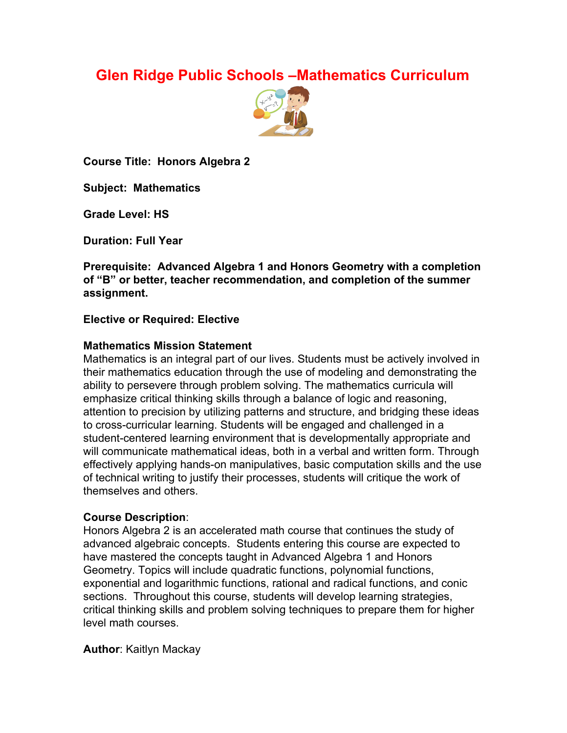# Glen Ridge Public Schools –Mathematics Curriculum

**Course Title: Honors Algebra 2**

**Subject: Mathematics**

**Grade Level: HS**

**Duration: Full Year**

**Prerequisite: Advanced Algebra 1 and Honors Geometry with a completion of "B" or better, teacher recommendation, and completion of the summer assignment.**

**Elective or Required: Elective**

**Mathematics Mission Statement**

Mathematics is an integral part of our lives. Students must be actively involved in their mathematics education through the use of modeling and demonstrating the ability to persevere through problem solving. The mathematics curricula will emphasize critical thinking skills through a balance of logic and reasoning, attention to precision by utilizing patterns and structure, and bridging these ideas to cross-curricular learning. Students will be engaged and challenged in a student-centered learning environment that is developmentally appropriate and will communicate mathematical ideas, both in a verbal and written form. Through effectively applying hands-on manipulatives, basic computation skills and the use of technical writing to justify their processes, students will critique the work of themselves and others.

**Course Description**:

Honors Algebra 2 is an accelerated math course that continues the study of advanced algebraic concepts. Students entering this course are expected to have mastered the concepts taught in Advanced Algebra 1 and Honors Geometry. Topics will include quadratic functions, polynomial functions, exponential and logarithmic functions, rational and radical functions, and conic sections. Throughout this course, students will develop learning strategies, critical thinking skills and problem solving techniques to prepare them for higher level math courses.

**Author**: Kaitlyn Mackay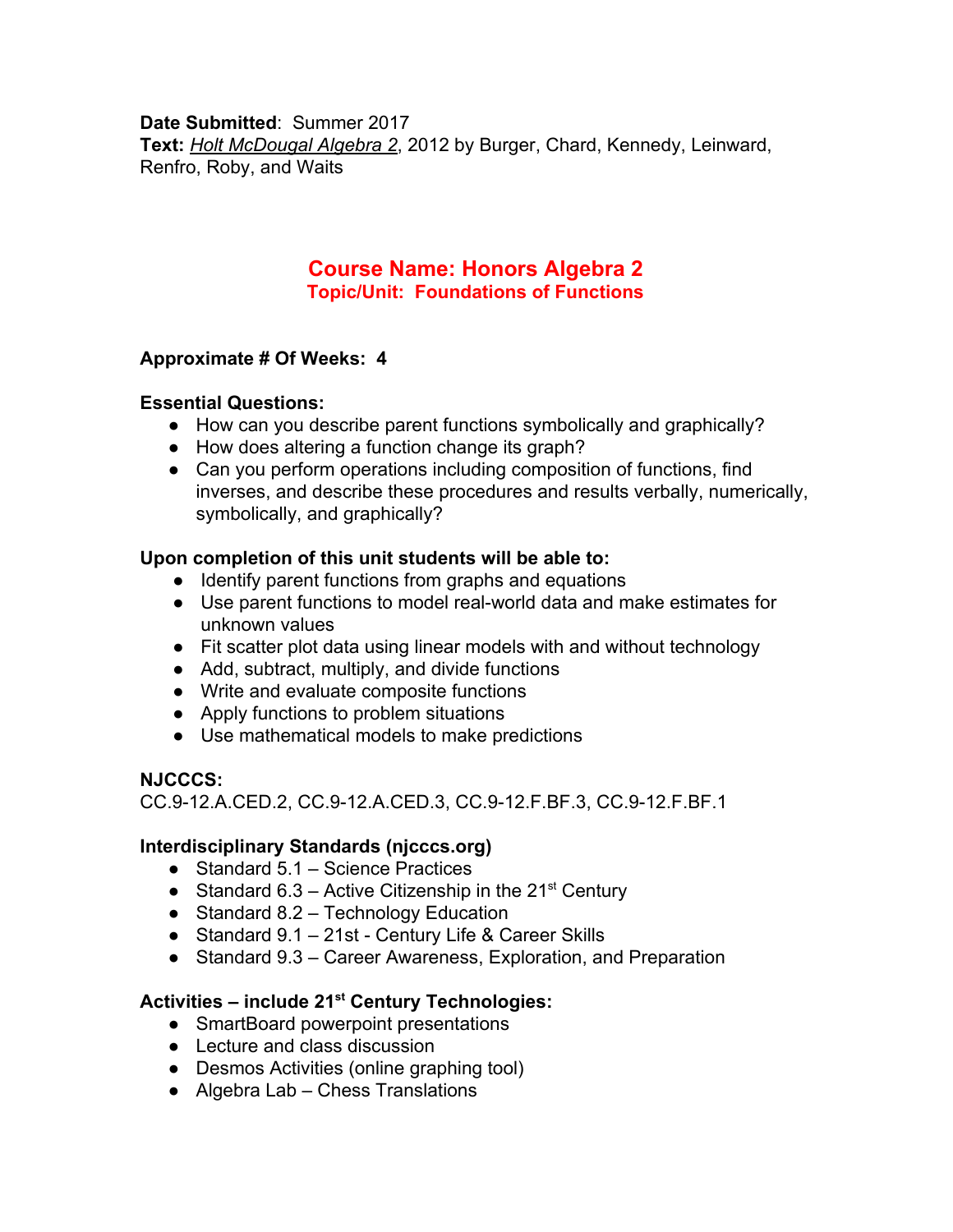**Date Submitted**: Summer 2017
**Text:** *Holt McDougal Algebra 2*, 2012 by Burger, Chard, Kennedy, Leinward, Renfro, Roby, and Waits

## Course Name: Honors Algebra 2
### Topic/Unit: Foundations of Functions

**Approximate # Of Weeks: 4**

**Essential Questions:**

- How can you describe parent functions symbolically and graphically?
- How does altering a function change its graph?
- Can you perform operations including composition of functions, find inverses, and describe these procedures and results verbally, numerically, symbolically, and graphically?

**Upon completion of this unit students will be able to:**

- Identify parent functions from graphs and equations
- Use parent functions to model real-world data and make estimates for unknown values
- Fit scatter plot data using linear models with and without technology
- Add, subtract, multiply, and divide functions
- Write and evaluate composite functions
- Apply functions to problem situations
- Use mathematical models to make predictions

**NJCCCS:**
CC.9-12.A.CED.2, CC.9-12.A.CED.3, CC.9-12.F.BF.3, CC.9-12.F.BF.1

**Interdisciplinary Standards (njcccs.org)**

- Standard 5.1 – Science Practices
- Standard 6.3 – Active Citizenship in the 21st Century
- Standard 8.2 – Technology Education
- Standard 9.1 – 21st - Century Life & Career Skills
- Standard 9.3 – Career Awareness, Exploration, and Preparation

**Activities – include 21st Century Technologies:**

- SmartBoard powerpoint presentations
- Lecture and class discussion
- Desmos Activities (online graphing tool)
- Algebra Lab – Chess Translations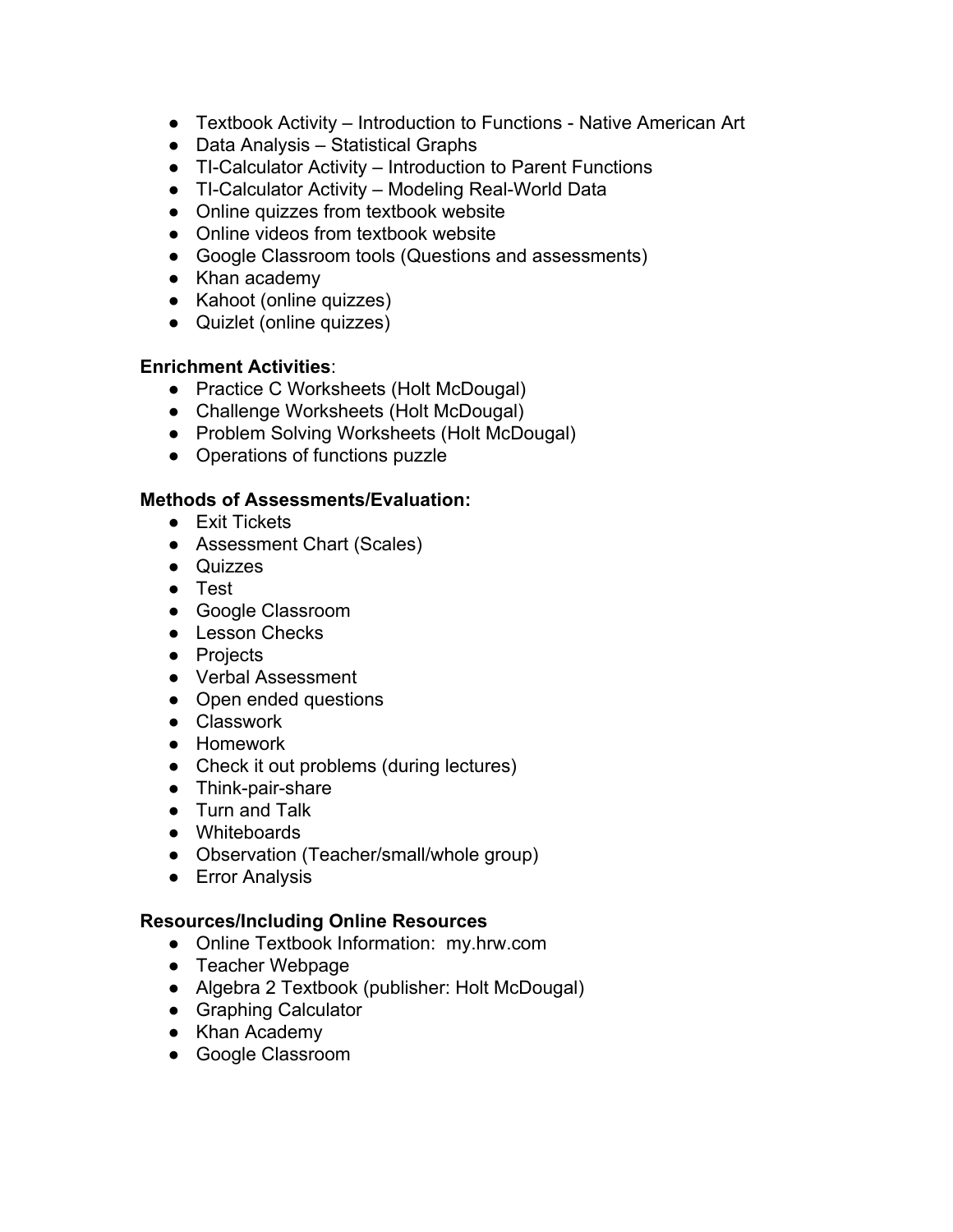- Textbook Activity – Introduction to Functions - Native American Art
- Data Analysis – Statistical Graphs
- TI-Calculator Activity – Introduction to Parent Functions
- TI-Calculator Activity – Modeling Real-World Data
- Online quizzes from textbook website
- Online videos from textbook website
- Google Classroom tools (Questions and assessments)
- Khan academy
- Kahoot (online quizzes)
- Quizlet (online quizzes)

**Enrichment Activities**:

- Practice C Worksheets (Holt McDougal)
- Challenge Worksheets (Holt McDougal)
- Problem Solving Worksheets (Holt McDougal)
- Operations of functions puzzle

**Methods of Assessments/Evaluation:**

- Exit Tickets
- Assessment Chart (Scales)
- Quizzes
- Test
- Google Classroom
- Lesson Checks
- Projects
- Verbal Assessment
- Open ended questions
- Classwork
- Homework
- Check it out problems (during lectures)
- Think-pair-share
- Turn and Talk
- Whiteboards
- Observation (Teacher/small/whole group)
- Error Analysis

**Resources/Including Online Resources**

- Online Textbook Information: my.hrw.com
- Teacher Webpage
- Algebra 2 Textbook (publisher: Holt McDougal)
- Graphing Calculator
- Khan Academy
- Google Classroom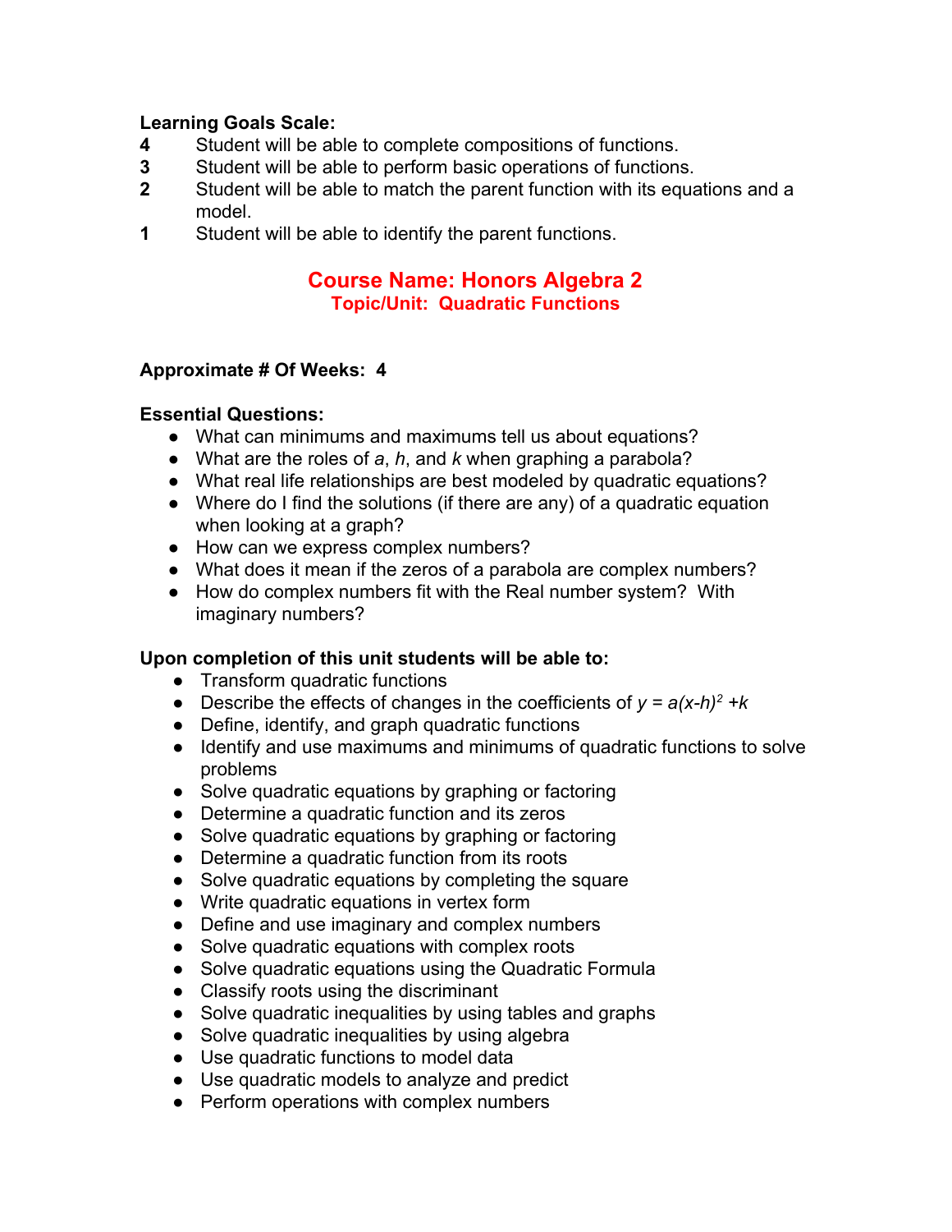**Learning Goals Scale:**

**4** Student will be able to complete compositions of functions.
**3** Student will be able to perform basic operations of functions.
**2** Student will be able to match the parent function with its equations and a model.
**1** Student will be able to identify the parent functions.

## Course Name: Honors Algebra 2

### Topic/Unit: Quadratic Functions

**Approximate # Of Weeks: 4**

**Essential Questions:**

- What can minimums and maximums tell us about equations?
- What are the roles of *a*, *h*, and *k* when graphing a parabola?
- What real life relationships are best modeled by quadratic equations?
- Where do I find the solutions (if there are any) of a quadratic equation when looking at a graph?
- How can we express complex numbers?
- What does it mean if the zeros of a parabola are complex numbers?
- How do complex numbers fit with the Real number system? With imaginary numbers?

**Upon completion of this unit students will be able to:**

- Transform quadratic functions
- Describe the effects of changes in the coefficients of $y = a(x-h)^2 + k$
- Define, identify, and graph quadratic functions
- Identify and use maximums and minimums of quadratic functions to solve problems
- Solve quadratic equations by graphing or factoring
- Determine a quadratic function and its zeros
- Solve quadratic equations by graphing or factoring
- Determine a quadratic function from its roots
- Solve quadratic equations by completing the square
- Write quadratic equations in vertex form
- Define and use imaginary and complex numbers
- Solve quadratic equations with complex roots
- Solve quadratic equations using the Quadratic Formula
- Classify roots using the discriminant
- Solve quadratic inequalities by using tables and graphs
- Solve quadratic inequalities by using algebra
- Use quadratic functions to model data
- Use quadratic models to analyze and predict
- Perform operations with complex numbers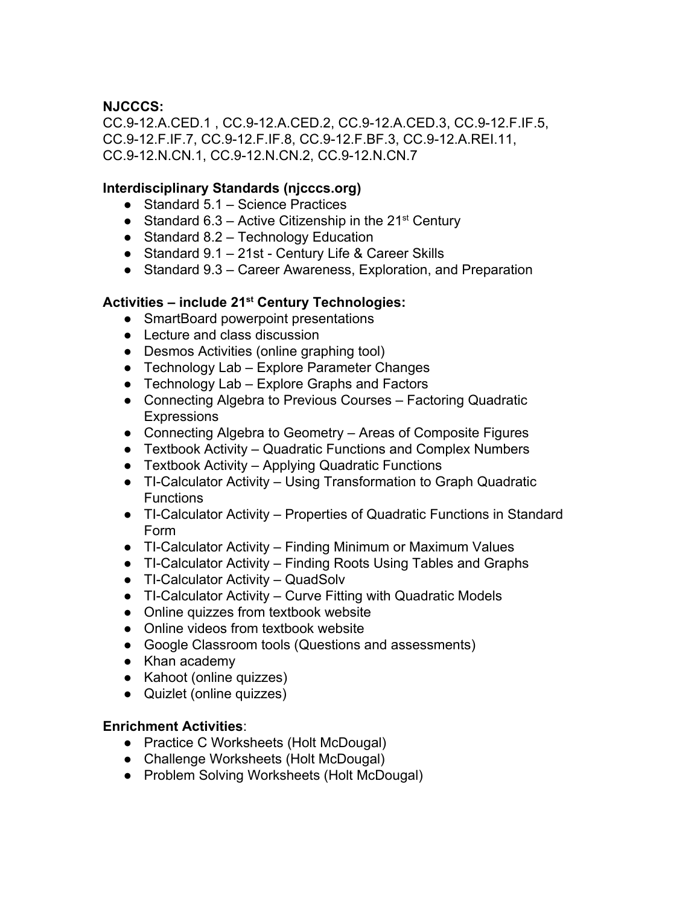**NJCCCS:**
CC.9-12.A.CED.1 , CC.9-12.A.CED.2, CC.9-12.A.CED.3, CC.9-12.F.IF.5, CC.9-12.F.IF.7, CC.9-12.F.IF.8, CC.9-12.F.BF.3, CC.9-12.A.REI.11, CC.9-12.N.CN.1, CC.9-12.N.CN.2, CC.9-12.N.CN.7

**Interdisciplinary Standards (njcccs.org)**

- Standard 5.1 – Science Practices
- Standard 6.3 – Active Citizenship in the 21st Century
- Standard 8.2 – Technology Education
- Standard 9.1 – 21st - Century Life & Career Skills
- Standard 9.3 – Career Awareness, Exploration, and Preparation

**Activities – include 21st Century Technologies:**

- SmartBoard powerpoint presentations
- Lecture and class discussion
- Desmos Activities (online graphing tool)
- Technology Lab – Explore Parameter Changes
- Technology Lab – Explore Graphs and Factors
- Connecting Algebra to Previous Courses – Factoring Quadratic Expressions
- Connecting Algebra to Geometry – Areas of Composite Figures
- Textbook Activity – Quadratic Functions and Complex Numbers
- Textbook Activity – Applying Quadratic Functions
- TI-Calculator Activity – Using Transformation to Graph Quadratic Functions
- TI-Calculator Activity – Properties of Quadratic Functions in Standard Form
- TI-Calculator Activity – Finding Minimum or Maximum Values
- TI-Calculator Activity – Finding Roots Using Tables and Graphs
- TI-Calculator Activity – QuadSolv
- TI-Calculator Activity – Curve Fitting with Quadratic Models
- Online quizzes from textbook website
- Online videos from textbook website
- Google Classroom tools (Questions and assessments)
- Khan academy
- Kahoot (online quizzes)
- Quizlet (online quizzes)

**Enrichment Activities**:

- Practice C Worksheets (Holt McDougal)
- Challenge Worksheets (Holt McDougal)
- Problem Solving Worksheets (Holt McDougal)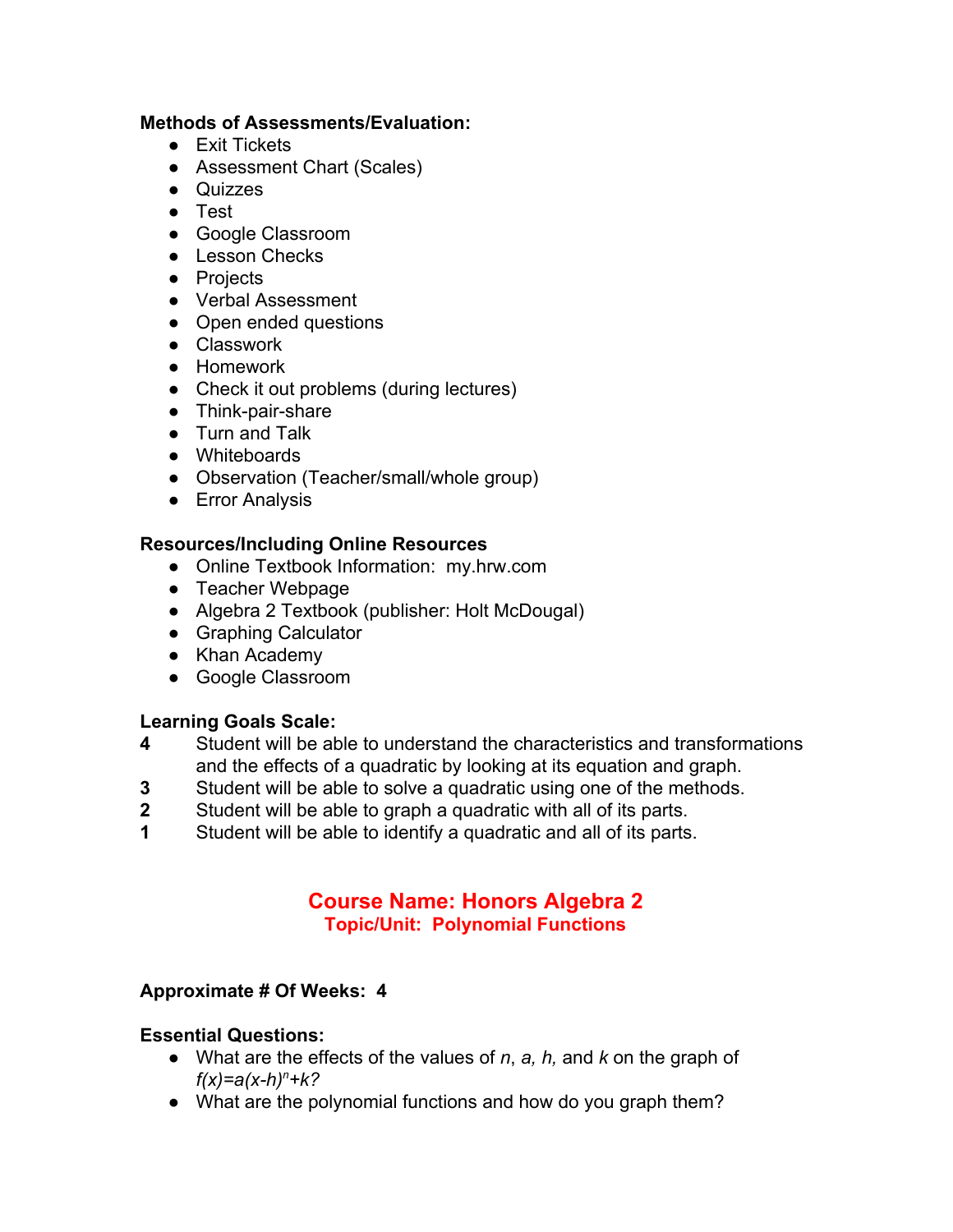**Methods of Assessments/Evaluation:**

- Exit Tickets
- Assessment Chart (Scales)
- Quizzes
- Test
- Google Classroom
- Lesson Checks
- Projects
- Verbal Assessment
- Open ended questions
- Classwork
- Homework
- Check it out problems (during lectures)
- Think-pair-share
- Turn and Talk
- Whiteboards
- Observation (Teacher/small/whole group)
- Error Analysis

**Resources/Including Online Resources**

- Online Textbook Information: my.hrw.com
- Teacher Webpage
- Algebra 2 Textbook (publisher: Holt McDougal)
- Graphing Calculator
- Khan Academy
- Google Classroom

**Learning Goals Scale:**

**4** Student will be able to understand the characteristics and transformations and the effects of a quadratic by looking at its equation and graph.

**3** Student will be able to solve a quadratic using one of the methods.

**2** Student will be able to graph a quadratic with all of its parts.

**1** Student will be able to identify a quadratic and all of its parts.

## Course Name: Honors Algebra 2

### Topic/Unit: Polynomial Functions

**Approximate # Of Weeks: 4**

**Essential Questions:**

- What are the effects of the values of $n$, $a$, $h$, and $k$ on the graph of $f(x)=a(x-h)^n+k$?
- What are the polynomial functions and how do you graph them?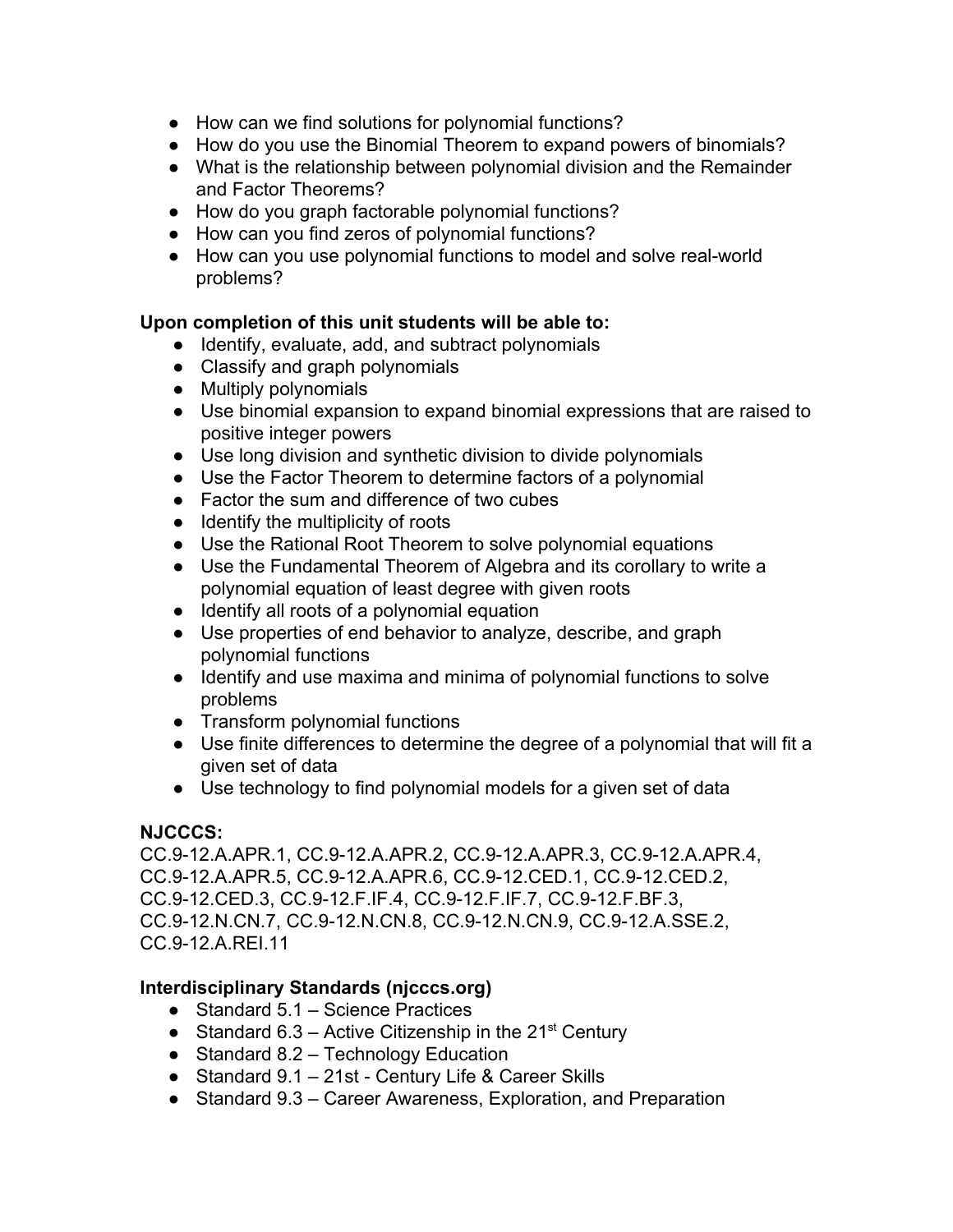- How can we find solutions for polynomial functions?
- How do you use the Binomial Theorem to expand powers of binomials?
- What is the relationship between polynomial division and the Remainder and Factor Theorems?
- How do you graph factorable polynomial functions?
- How can you find zeros of polynomial functions?
- How can you use polynomial functions to model and solve real-world problems?

**Upon completion of this unit students will be able to:**

- Identify, evaluate, add, and subtract polynomials
- Classify and graph polynomials
- Multiply polynomials
- Use binomial expansion to expand binomial expressions that are raised to positive integer powers
- Use long division and synthetic division to divide polynomials
- Use the Factor Theorem to determine factors of a polynomial
- Factor the sum and difference of two cubes
- Identify the multiplicity of roots
- Use the Rational Root Theorem to solve polynomial equations
- Use the Fundamental Theorem of Algebra and its corollary to write a polynomial equation of least degree with given roots
- Identify all roots of a polynomial equation
- Use properties of end behavior to analyze, describe, and graph polynomial functions
- Identify and use maxima and minima of polynomial functions to solve problems
- Transform polynomial functions
- Use finite differences to determine the degree of a polynomial that will fit a given set of data
- Use technology to find polynomial models for a given set of data

**NJCCCS:**

CC.9-12.A.APR.1, CC.9-12.A.APR.2, CC.9-12.A.APR.3, CC.9-12.A.APR.4, CC.9-12.A.APR.5, CC.9-12.A.APR.6, CC.9-12.CED.1, CC.9-12.CED.2, CC.9-12.CED.3, CC.9-12.F.IF.4, CC.9-12.F.IF.7, CC.9-12.F.BF.3, CC.9-12.N.CN.7, CC.9-12.N.CN.8, CC.9-12.N.CN.9, CC.9-12.A.SSE.2, CC.9-12.A.REI.11

**Interdisciplinary Standards (njcccs.org)**

- Standard 5.1 – Science Practices
- Standard 6.3 – Active Citizenship in the 21st Century
- Standard 8.2 – Technology Education
- Standard 9.1 – 21st - Century Life & Career Skills
- Standard 9.3 – Career Awareness, Exploration, and Preparation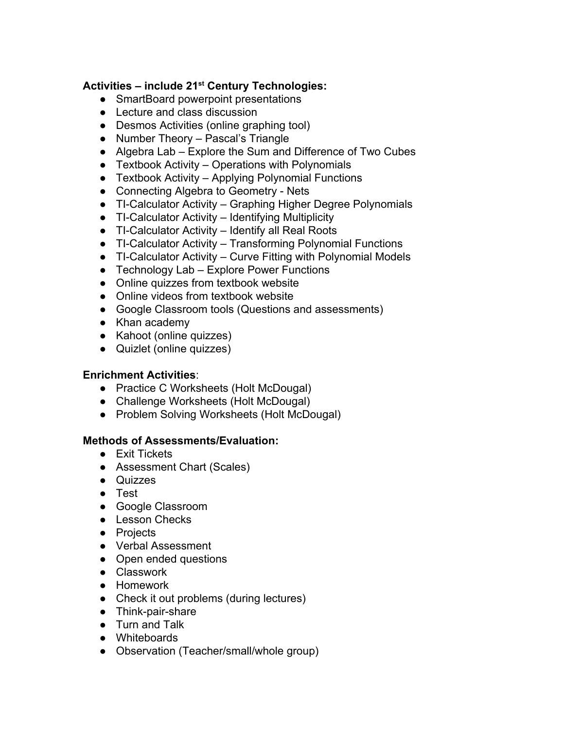**Activities – include 21st Century Technologies:**

- SmartBoard powerpoint presentations
- Lecture and class discussion
- Desmos Activities (online graphing tool)
- Number Theory – Pascal's Triangle
- Algebra Lab – Explore the Sum and Difference of Two Cubes
- Textbook Activity – Operations with Polynomials
- Textbook Activity – Applying Polynomial Functions
- Connecting Algebra to Geometry - Nets
- TI-Calculator Activity – Graphing Higher Degree Polynomials
- TI-Calculator Activity – Identifying Multiplicity
- TI-Calculator Activity – Identify all Real Roots
- TI-Calculator Activity – Transforming Polynomial Functions
- TI-Calculator Activity – Curve Fitting with Polynomial Models
- Technology Lab – Explore Power Functions
- Online quizzes from textbook website
- Online videos from textbook website
- Google Classroom tools (Questions and assessments)
- Khan academy
- Kahoot (online quizzes)
- Quizlet (online quizzes)

**Enrichment Activities**:

- Practice C Worksheets (Holt McDougal)
- Challenge Worksheets (Holt McDougal)
- Problem Solving Worksheets (Holt McDougal)

**Methods of Assessments/Evaluation:**

- Exit Tickets
- Assessment Chart (Scales)
- Quizzes
- Test
- Google Classroom
- Lesson Checks
- Projects
- Verbal Assessment
- Open ended questions
- Classwork
- Homework
- Check it out problems (during lectures)
- Think-pair-share
- Turn and Talk
- Whiteboards
- Observation (Teacher/small/whole group)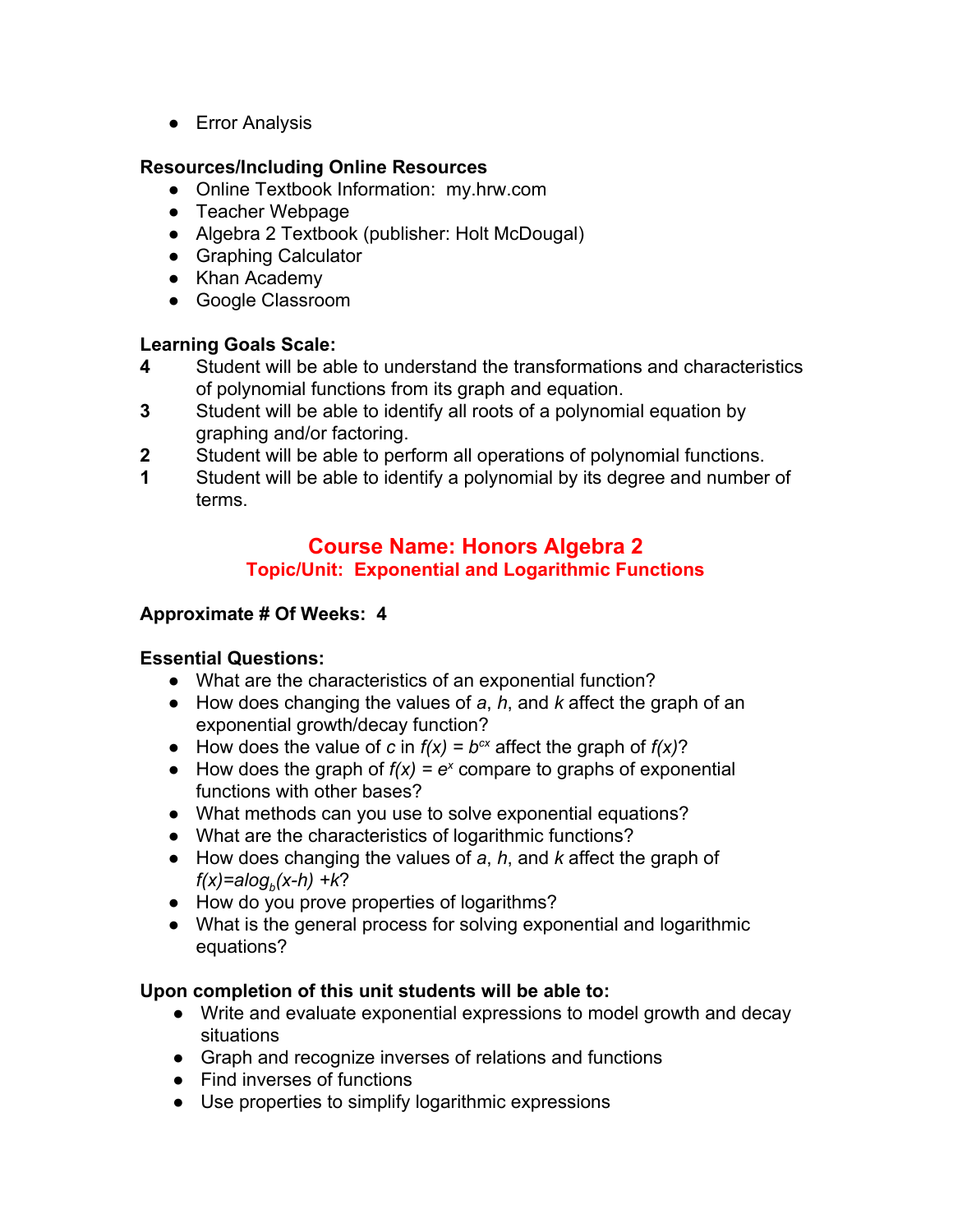- Error Analysis

**Resources/Including Online Resources**

- Online Textbook Information: my.hrw.com
- Teacher Webpage
- Algebra 2 Textbook (publisher: Holt McDougal)
- Graphing Calculator
- Khan Academy
- Google Classroom

**Learning Goals Scale:**

**4** Student will be able to understand the transformations and characteristics of polynomial functions from its graph and equation.

**3** Student will be able to identify all roots of a polynomial equation by graphing and/or factoring.

**2** Student will be able to perform all operations of polynomial functions.

**1** Student will be able to identify a polynomial by its degree and number of terms.

## Course Name: Honors Algebra 2

### Topic/Unit: Exponential and Logarithmic Functions

**Approximate # Of Weeks: 4**

**Essential Questions:**

- What are the characteristics of an exponential function?
- How does changing the values of $a$, $h$, and $k$ affect the graph of an exponential growth/decay function?
- How does the value of $c$ in $f(x) = b^{cx}$ affect the graph of $f(x)$?
- How does the graph of $f(x) = e^x$ compare to graphs of exponential functions with other bases?
- What methods can you use to solve exponential equations?
- What are the characteristics of logarithmic functions?
- How does changing the values of $a$, $h$, and $k$ affect the graph of $f(x)=a\log_b(x-h) +k$?
- How do you prove properties of logarithms?
- What is the general process for solving exponential and logarithmic equations?

**Upon completion of this unit students will be able to:**

- Write and evaluate exponential expressions to model growth and decay situations
- Graph and recognize inverses of relations and functions
- Find inverses of functions
- Use properties to simplify logarithmic expressions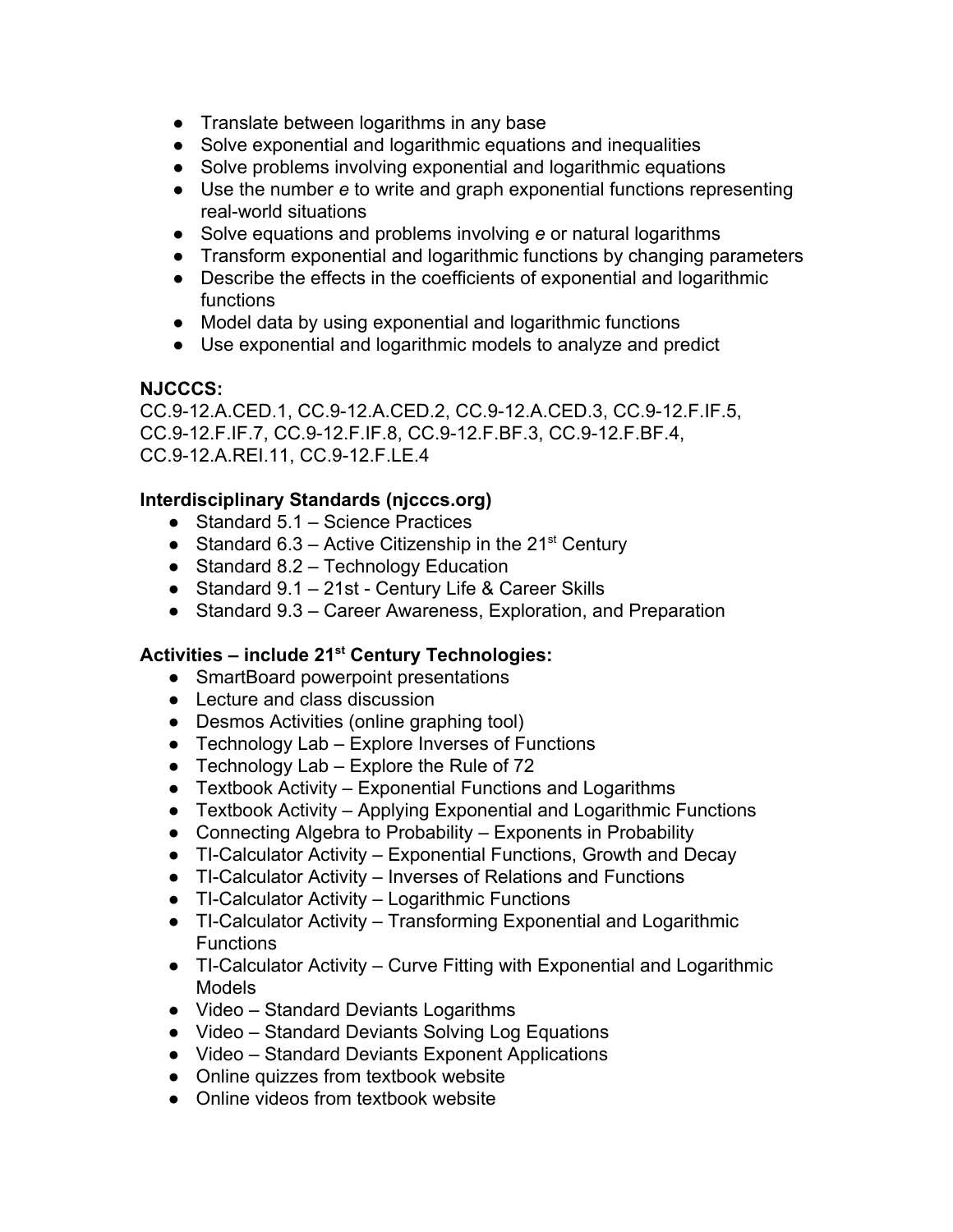- Translate between logarithms in any base
- Solve exponential and logarithmic equations and inequalities
- Solve problems involving exponential and logarithmic equations
- Use the number *e* to write and graph exponential functions representing real-world situations
- Solve equations and problems involving *e* or natural logarithms
- Transform exponential and logarithmic functions by changing parameters
- Describe the effects in the coefficients of exponential and logarithmic functions
- Model data by using exponential and logarithmic functions
- Use exponential and logarithmic models to analyze and predict

**NJCCCS:**
CC.9-12.A.CED.1, CC.9-12.A.CED.2, CC.9-12.A.CED.3, CC.9-12.F.IF.5, CC.9-12.F.IF.7, CC.9-12.F.IF.8, CC.9-12.F.BF.3, CC.9-12.F.BF.4, CC.9-12.A.REI.11, CC.9-12.F.LE.4

**Interdisciplinary Standards (njcccs.org)**

- Standard 5.1 – Science Practices
- Standard 6.3 – Active Citizenship in the 21st Century
- Standard 8.2 – Technology Education
- Standard 9.1 – 21st - Century Life & Career Skills
- Standard 9.3 – Career Awareness, Exploration, and Preparation

**Activities – include 21st Century Technologies:**

- SmartBoard powerpoint presentations
- Lecture and class discussion
- Desmos Activities (online graphing tool)
- Technology Lab – Explore Inverses of Functions
- Technology Lab – Explore the Rule of 72
- Textbook Activity – Exponential Functions and Logarithms
- Textbook Activity – Applying Exponential and Logarithmic Functions
- Connecting Algebra to Probability – Exponents in Probability
- TI-Calculator Activity – Exponential Functions, Growth and Decay
- TI-Calculator Activity – Inverses of Relations and Functions
- TI-Calculator Activity – Logarithmic Functions
- TI-Calculator Activity – Transforming Exponential and Logarithmic Functions
- TI-Calculator Activity – Curve Fitting with Exponential and Logarithmic Models
- Video – Standard Deviants Logarithms
- Video – Standard Deviants Solving Log Equations
- Video – Standard Deviants Exponent Applications
- Online quizzes from textbook website
- Online videos from textbook website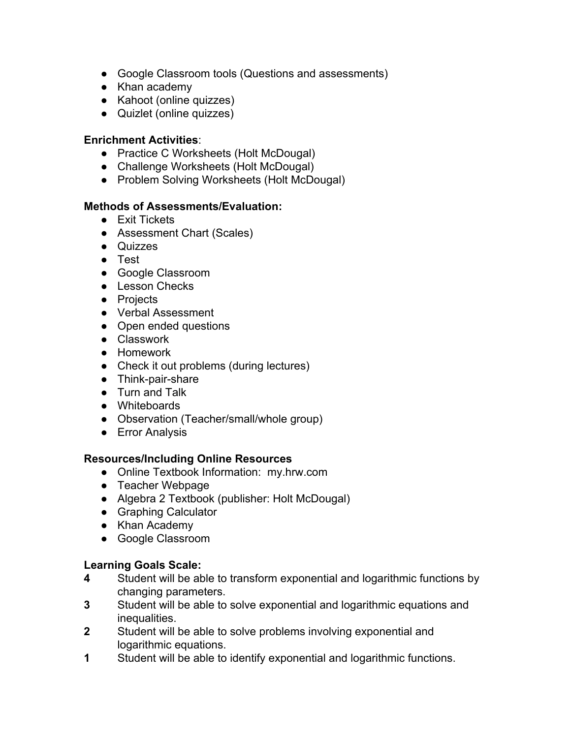- Google Classroom tools (Questions and assessments)
- Khan academy
- Kahoot (online quizzes)
- Quizlet (online quizzes)

**Enrichment Activities**:

- Practice C Worksheets (Holt McDougal)
- Challenge Worksheets (Holt McDougal)
- Problem Solving Worksheets (Holt McDougal)

**Methods of Assessments/Evaluation:**

- Exit Tickets
- Assessment Chart (Scales)
- Quizzes
- Test
- Google Classroom
- Lesson Checks
- Projects
- Verbal Assessment
- Open ended questions
- Classwork
- Homework
- Check it out problems (during lectures)
- Think-pair-share
- Turn and Talk
- Whiteboards
- Observation (Teacher/small/whole group)
- Error Analysis

**Resources/Including Online Resources**

- Online Textbook Information: my.hrw.com
- Teacher Webpage
- Algebra 2 Textbook (publisher: Holt McDougal)
- Graphing Calculator
- Khan Academy
- Google Classroom

**Learning Goals Scale:**

**4** Student will be able to transform exponential and logarithmic functions by changing parameters.

**3** Student will be able to solve exponential and logarithmic equations and inequalities.

**2** Student will be able to solve problems involving exponential and logarithmic equations.

**1** Student will be able to identify exponential and logarithmic functions.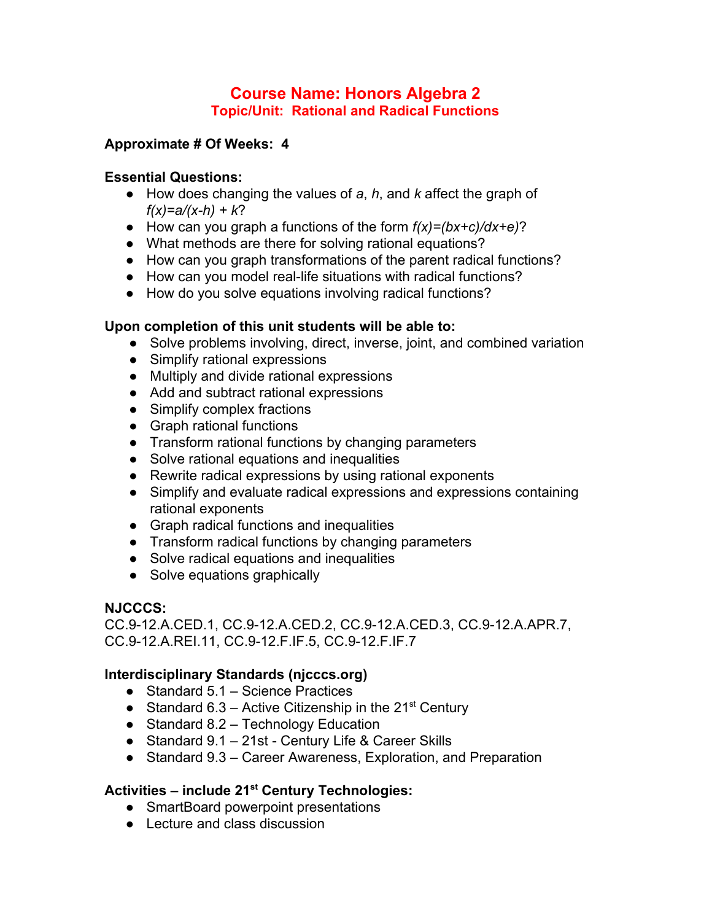# Course Name: Honors Algebra 2
## Topic/Unit: Rational and Radical Functions

**Approximate # Of Weeks: 4**

**Essential Questions:**

- How does changing the values of *a*, *h*, and *k* affect the graph of $f(x)=a/(x-h) + k$?
- How can you graph a functions of the form $f(x)=(bx+c)/dx+e)$?
- What methods are there for solving rational equations?
- How can you graph transformations of the parent radical functions?
- How can you model real-life situations with radical functions?
- How do you solve equations involving radical functions?

**Upon completion of this unit students will be able to:**

- Solve problems involving, direct, inverse, joint, and combined variation
- Simplify rational expressions
- Multiply and divide rational expressions
- Add and subtract rational expressions
- Simplify complex fractions
- Graph rational functions
- Transform rational functions by changing parameters
- Solve rational equations and inequalities
- Rewrite radical expressions by using rational exponents
- Simplify and evaluate radical expressions and expressions containing rational exponents
- Graph radical functions and inequalities
- Transform radical functions by changing parameters
- Solve radical equations and inequalities
- Solve equations graphically

**NJCCCS:**
CC.9-12.A.CED.1, CC.9-12.A.CED.2, CC.9-12.A.CED.3, CC.9-12.A.APR.7, CC.9-12.A.REI.11, CC.9-12.F.IF.5, CC.9-12.F.IF.7

**Interdisciplinary Standards (njcccs.org)**

- Standard 5.1 – Science Practices
- Standard 6.3 – Active Citizenship in the 21st Century
- Standard 8.2 – Technology Education
- Standard 9.1 – 21st - Century Life & Career Skills
- Standard 9.3 – Career Awareness, Exploration, and Preparation

**Activities – include 21st Century Technologies:**

- SmartBoard powerpoint presentations
- Lecture and class discussion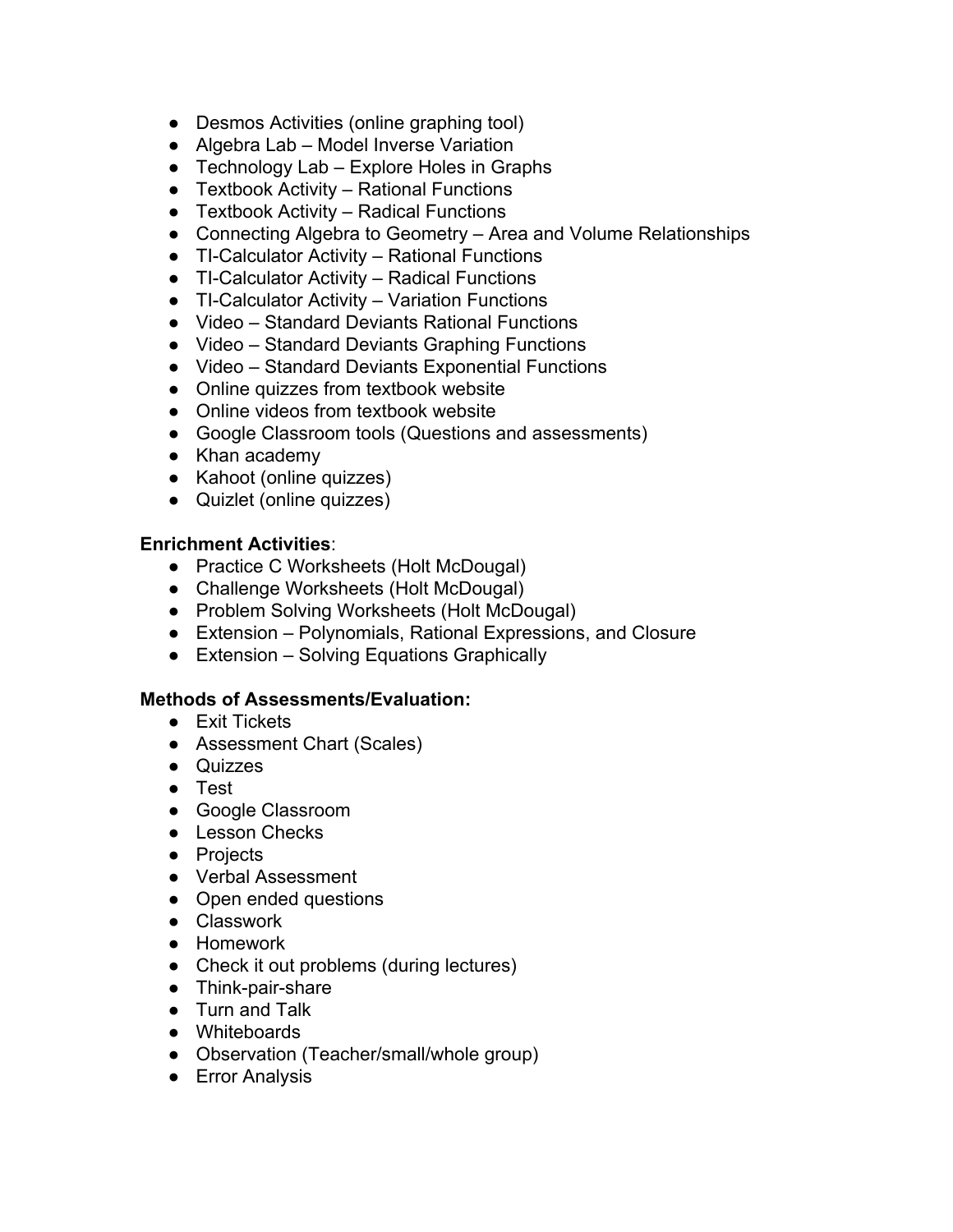- Desmos Activities (online graphing tool)
- Algebra Lab – Model Inverse Variation
- Technology Lab – Explore Holes in Graphs
- Textbook Activity – Rational Functions
- Textbook Activity – Radical Functions
- Connecting Algebra to Geometry – Area and Volume Relationships
- TI-Calculator Activity – Rational Functions
- TI-Calculator Activity – Radical Functions
- TI-Calculator Activity – Variation Functions
- Video – Standard Deviants Rational Functions
- Video – Standard Deviants Graphing Functions
- Video – Standard Deviants Exponential Functions
- Online quizzes from textbook website
- Online videos from textbook website
- Google Classroom tools (Questions and assessments)
- Khan academy
- Kahoot (online quizzes)
- Quizlet (online quizzes)

**Enrichment Activities**:

- Practice C Worksheets (Holt McDougal)
- Challenge Worksheets (Holt McDougal)
- Problem Solving Worksheets (Holt McDougal)
- Extension – Polynomials, Rational Expressions, and Closure
- Extension – Solving Equations Graphically

**Methods of Assessments/Evaluation:**

- Exit Tickets
- Assessment Chart (Scales)
- Quizzes
- Test
- Google Classroom
- Lesson Checks
- Projects
- Verbal Assessment
- Open ended questions
- Classwork
- Homework
- Check it out problems (during lectures)
- Think-pair-share
- Turn and Talk
- Whiteboards
- Observation (Teacher/small/whole group)
- Error Analysis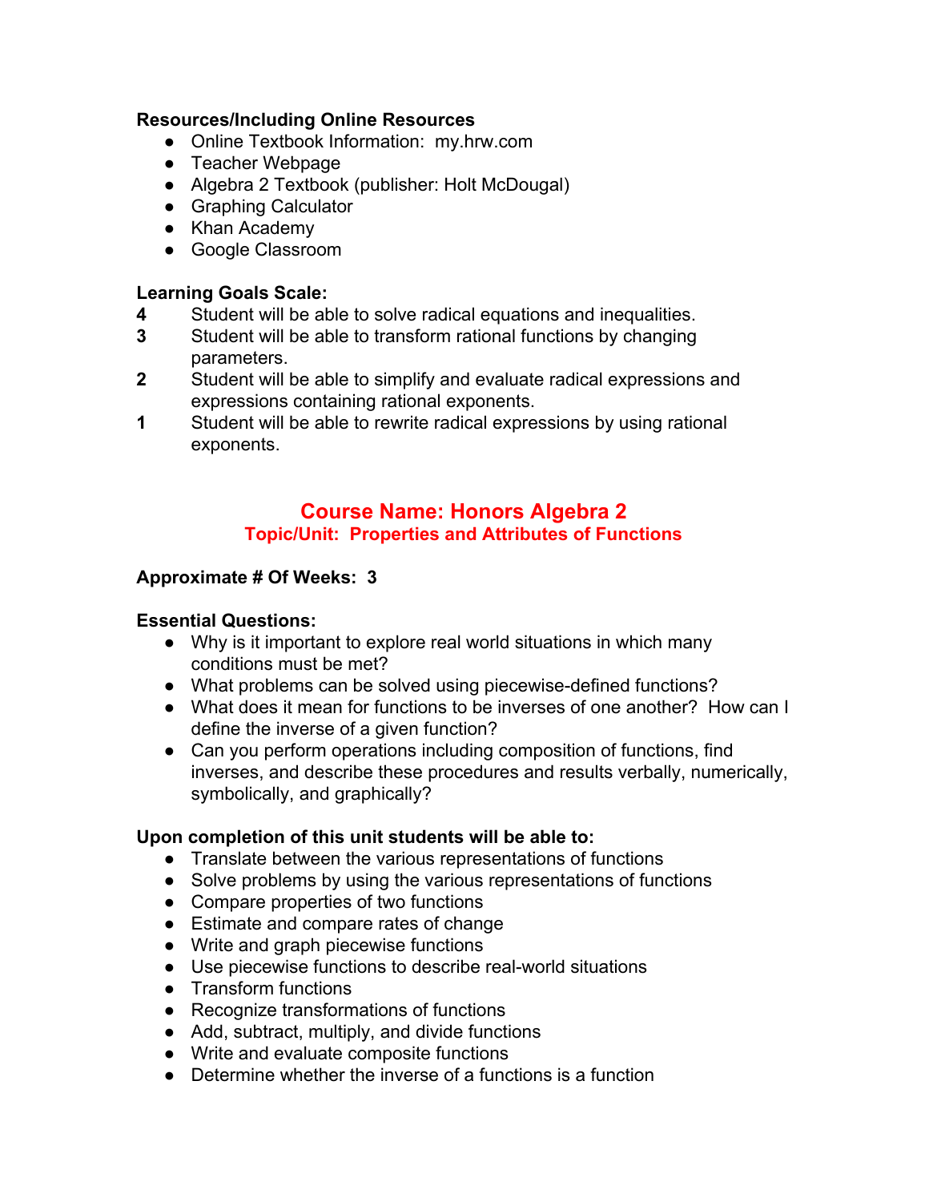**Resources/Including Online Resources**

- Online Textbook Information: my.hrw.com
- Teacher Webpage
- Algebra 2 Textbook (publisher: Holt McDougal)
- Graphing Calculator
- Khan Academy
- Google Classroom

**Learning Goals Scale:**

**4** Student will be able to solve radical equations and inequalities.
**3** Student will be able to transform rational functions by changing parameters.
**2** Student will be able to simplify and evaluate radical expressions and expressions containing rational exponents.
**1** Student will be able to rewrite radical expressions by using rational exponents.

## Course Name: Honors Algebra 2

### Topic/Unit: Properties and Attributes of Functions

**Approximate # Of Weeks: 3**

**Essential Questions:**

- Why is it important to explore real world situations in which many conditions must be met?
- What problems can be solved using piecewise-defined functions?
- What does it mean for functions to be inverses of one another? How can I define the inverse of a given function?
- Can you perform operations including composition of functions, find inverses, and describe these procedures and results verbally, numerically, symbolically, and graphically?

**Upon completion of this unit students will be able to:**

- Translate between the various representations of functions
- Solve problems by using the various representations of functions
- Compare properties of two functions
- Estimate and compare rates of change
- Write and graph piecewise functions
- Use piecewise functions to describe real-world situations
- Transform functions
- Recognize transformations of functions
- Add, subtract, multiply, and divide functions
- Write and evaluate composite functions
- Determine whether the inverse of a functions is a function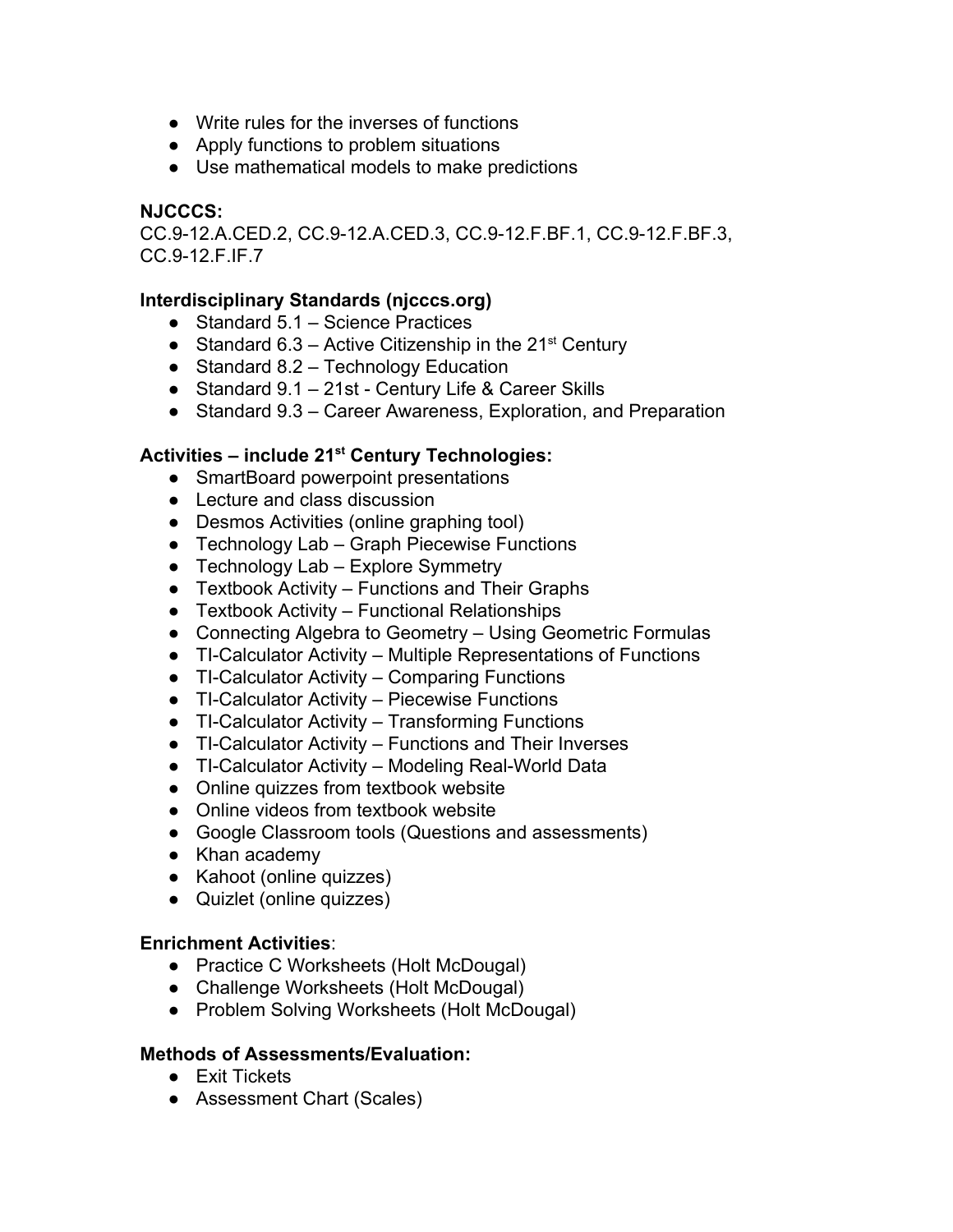- Write rules for the inverses of functions
- Apply functions to problem situations
- Use mathematical models to make predictions

**NJCCCS:**
CC.9-12.A.CED.2, CC.9-12.A.CED.3, CC.9-12.F.BF.1, CC.9-12.F.BF.3, CC.9-12.F.IF.7

**Interdisciplinary Standards (njcccs.org)**

- Standard 5.1 – Science Practices
- Standard 6.3 – Active Citizenship in the 21st Century
- Standard 8.2 – Technology Education
- Standard 9.1 – 21st - Century Life & Career Skills
- Standard 9.3 – Career Awareness, Exploration, and Preparation

**Activities – include 21st Century Technologies:**

- SmartBoard powerpoint presentations
- Lecture and class discussion
- Desmos Activities (online graphing tool)
- Technology Lab – Graph Piecewise Functions
- Technology Lab – Explore Symmetry
- Textbook Activity – Functions and Their Graphs
- Textbook Activity – Functional Relationships
- Connecting Algebra to Geometry – Using Geometric Formulas
- TI-Calculator Activity – Multiple Representations of Functions
- TI-Calculator Activity – Comparing Functions
- TI-Calculator Activity – Piecewise Functions
- TI-Calculator Activity – Transforming Functions
- TI-Calculator Activity – Functions and Their Inverses
- TI-Calculator Activity – Modeling Real-World Data
- Online quizzes from textbook website
- Online videos from textbook website
- Google Classroom tools (Questions and assessments)
- Khan academy
- Kahoot (online quizzes)
- Quizlet (online quizzes)

**Enrichment Activities**:

- Practice C Worksheets (Holt McDougal)
- Challenge Worksheets (Holt McDougal)
- Problem Solving Worksheets (Holt McDougal)

**Methods of Assessments/Evaluation:**

- Exit Tickets
- Assessment Chart (Scales)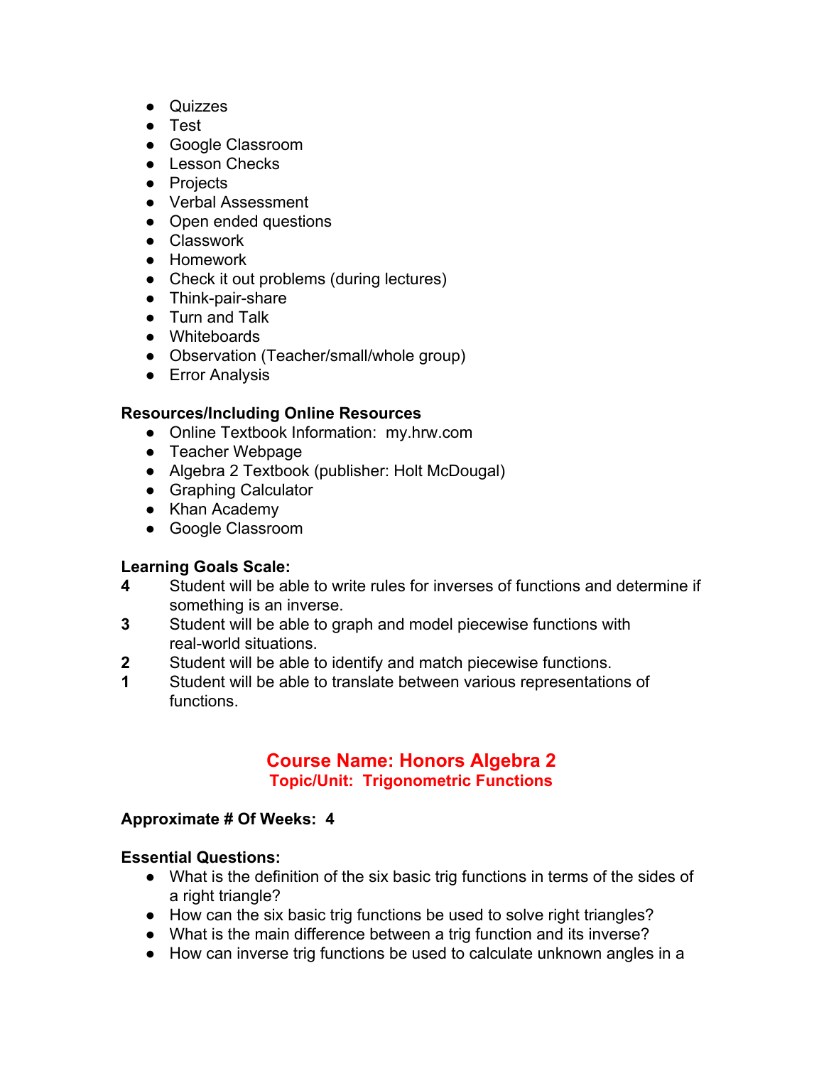- Quizzes
- Test
- Google Classroom
- Lesson Checks
- Projects
- Verbal Assessment
- Open ended questions
- Classwork
- Homework
- Check it out problems (during lectures)
- Think-pair-share
- Turn and Talk
- Whiteboards
- Observation (Teacher/small/whole group)
- Error Analysis

**Resources/Including Online Resources**

- Online Textbook Information: my.hrw.com
- Teacher Webpage
- Algebra 2 Textbook (publisher: Holt McDougal)
- Graphing Calculator
- Khan Academy
- Google Classroom

**Learning Goals Scale:**

**4** Student will be able to write rules for inverses of functions and determine if something is an inverse.

**3** Student will be able to graph and model piecewise functions with real-world situations.

**2** Student will be able to identify and match piecewise functions.

**1** Student will be able to translate between various representations of functions.

## Course Name: Honors Algebra 2

### Topic/Unit: Trigonometric Functions

**Approximate # Of Weeks: 4**

**Essential Questions:**

- What is the definition of the six basic trig functions in terms of the sides of a right triangle?
- How can the six basic trig functions be used to solve right triangles?
- What is the main difference between a trig function and its inverse?
- How can inverse trig functions be used to calculate unknown angles in a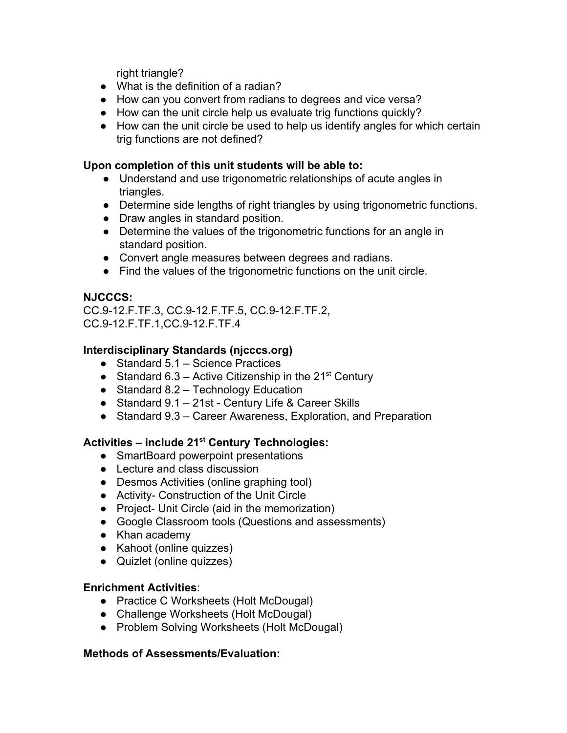right triangle?
- What is the definition of a radian?
- How can you convert from radians to degrees and vice versa?
- How can the unit circle help us evaluate trig functions quickly?
- How can the unit circle be used to help us identify angles for which certain trig functions are not defined?

**Upon completion of this unit students will be able to:**

- Understand and use trigonometric relationships of acute angles in triangles.
- Determine side lengths of right triangles by using trigonometric functions.
- Draw angles in standard position.
- Determine the values of the trigonometric functions for an angle in standard position.
- Convert angle measures between degrees and radians.
- Find the values of the trigonometric functions on the unit circle.

**NJCCCS:**

CC.9-12.F.TF.3, CC.9-12.F.TF.5, CC.9-12.F.TF.2, CC.9-12.F.TF.1,CC.9-12.F.TF.4

**Interdisciplinary Standards (njcccs.org)**

- Standard 5.1 – Science Practices
- Standard 6.3 – Active Citizenship in the 21st Century
- Standard 8.2 – Technology Education
- Standard 9.1 – 21st - Century Life & Career Skills
- Standard 9.3 – Career Awareness, Exploration, and Preparation

**Activities – include 21st Century Technologies:**

- SmartBoard powerpoint presentations
- Lecture and class discussion
- Desmos Activities (online graphing tool)
- Activity- Construction of the Unit Circle
- Project- Unit Circle (aid in the memorization)
- Google Classroom tools (Questions and assessments)
- Khan academy
- Kahoot (online quizzes)
- Quizlet (online quizzes)

**Enrichment Activities**:

- Practice C Worksheets (Holt McDougal)
- Challenge Worksheets (Holt McDougal)
- Problem Solving Worksheets (Holt McDougal)

**Methods of Assessments/Evaluation:**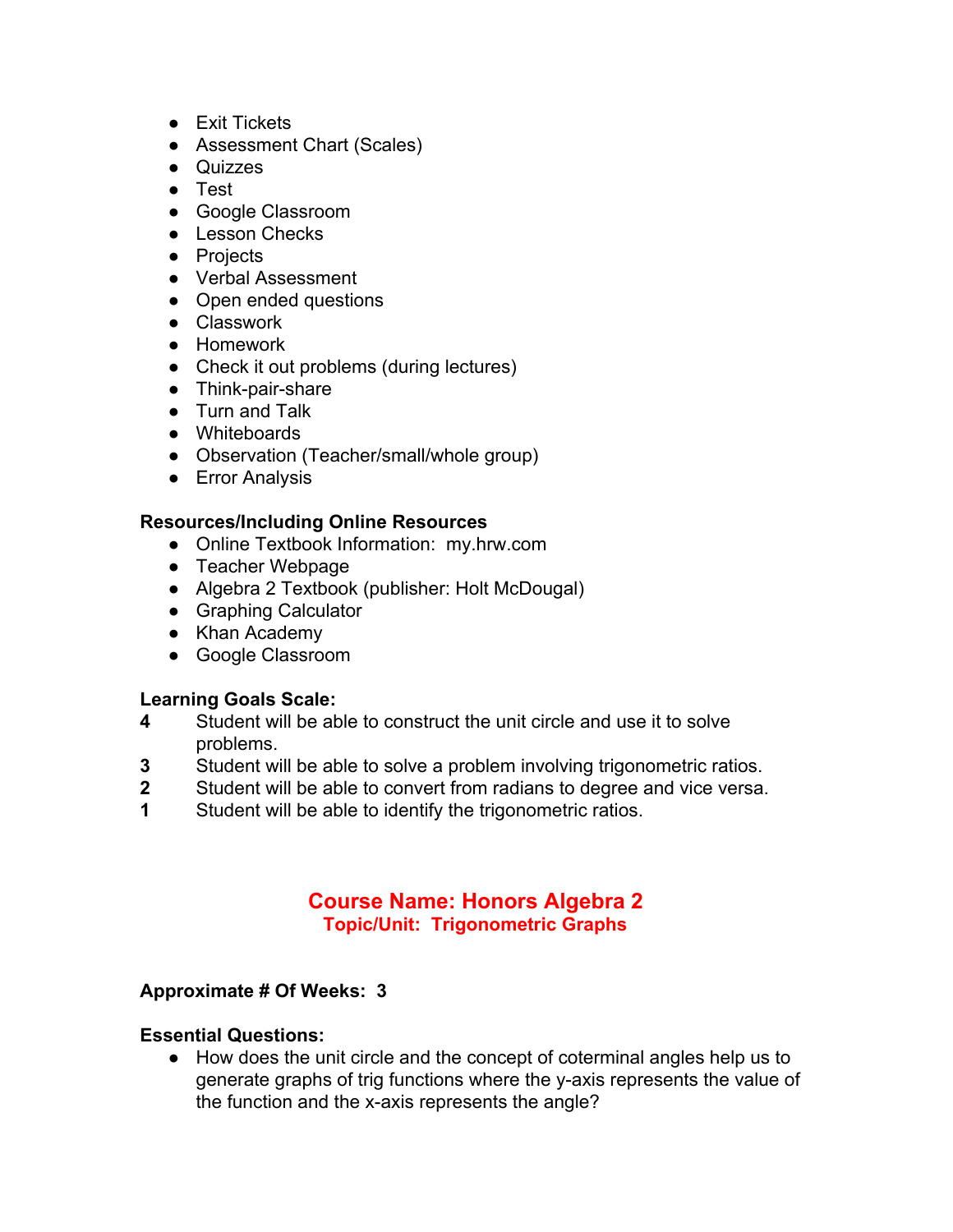- Exit Tickets
- Assessment Chart (Scales)
- Quizzes
- Test
- Google Classroom
- Lesson Checks
- Projects
- Verbal Assessment
- Open ended questions
- Classwork
- Homework
- Check it out problems (during lectures)
- Think-pair-share
- Turn and Talk
- Whiteboards
- Observation (Teacher/small/whole group)
- Error Analysis

**Resources/Including Online Resources**

- Online Textbook Information: my.hrw.com
- Teacher Webpage
- Algebra 2 Textbook (publisher: Holt McDougal)
- Graphing Calculator
- Khan Academy
- Google Classroom

**Learning Goals Scale:**

**4** Student will be able to construct the unit circle and use it to solve problems.
**3** Student will be able to solve a problem involving trigonometric ratios.
**2** Student will be able to convert from radians to degree and vice versa.
**1** Student will be able to identify the trigonometric ratios.

## Course Name: Honors Algebra 2

### Topic/Unit: Trigonometric Graphs

**Approximate # Of Weeks: 3**

**Essential Questions:**

- How does the unit circle and the concept of coterminal angles help us to generate graphs of trig functions where the y-axis represents the value of the function and the x-axis represents the angle?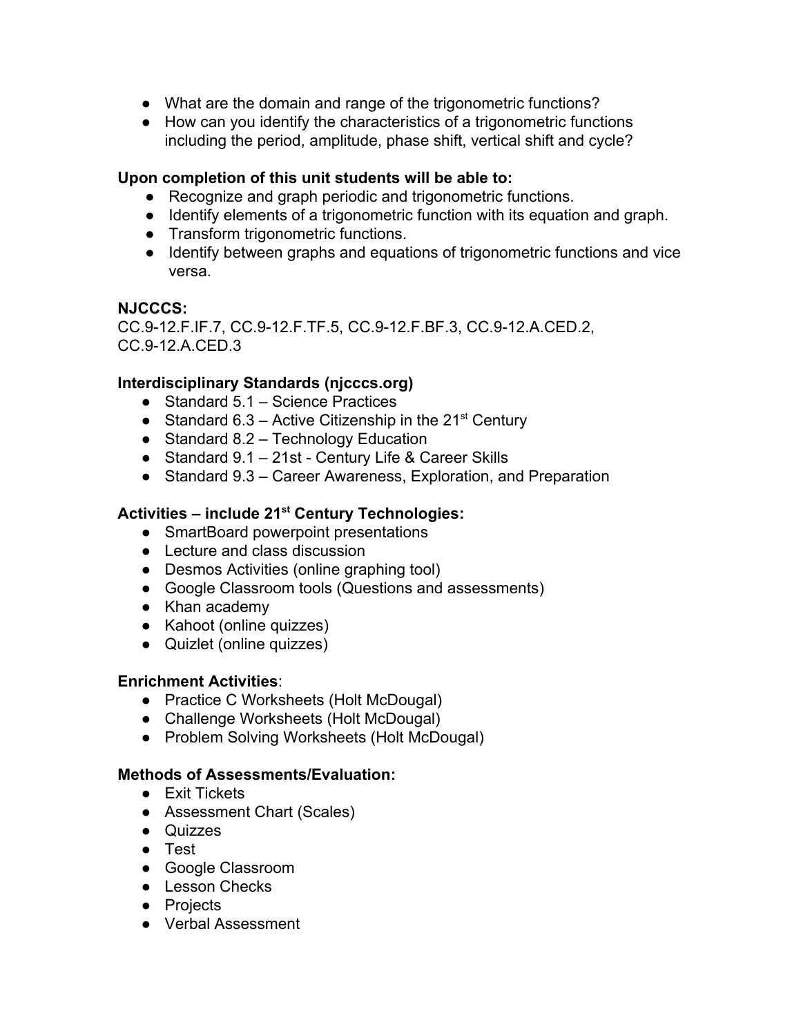- What are the domain and range of the trigonometric functions?
- How can you identify the characteristics of a trigonometric functions including the period, amplitude, phase shift, vertical shift and cycle?

**Upon completion of this unit students will be able to:**

- Recognize and graph periodic and trigonometric functions.
- Identify elements of a trigonometric function with its equation and graph.
- Transform trigonometric functions.
- Identify between graphs and equations of trigonometric functions and vice versa.

**NJCCCS:**

CC.9-12.F.IF.7, CC.9-12.F.TF.5, CC.9-12.F.BF.3, CC.9-12.A.CED.2, CC.9-12.A.CED.3

**Interdisciplinary Standards (njcccs.org)**

- Standard 5.1 – Science Practices
- Standard 6.3 – Active Citizenship in the 21st Century
- Standard 8.2 – Technology Education
- Standard 9.1 – 21st - Century Life & Career Skills
- Standard 9.3 – Career Awareness, Exploration, and Preparation

**Activities – include 21st Century Technologies:**

- SmartBoard powerpoint presentations
- Lecture and class discussion
- Desmos Activities (online graphing tool)
- Google Classroom tools (Questions and assessments)
- Khan academy
- Kahoot (online quizzes)
- Quizlet (online quizzes)

**Enrichment Activities**:

- Practice C Worksheets (Holt McDougal)
- Challenge Worksheets (Holt McDougal)
- Problem Solving Worksheets (Holt McDougal)

**Methods of Assessments/Evaluation:**

- Exit Tickets
- Assessment Chart (Scales)
- Quizzes
- Test
- Google Classroom
- Lesson Checks
- Projects
- Verbal Assessment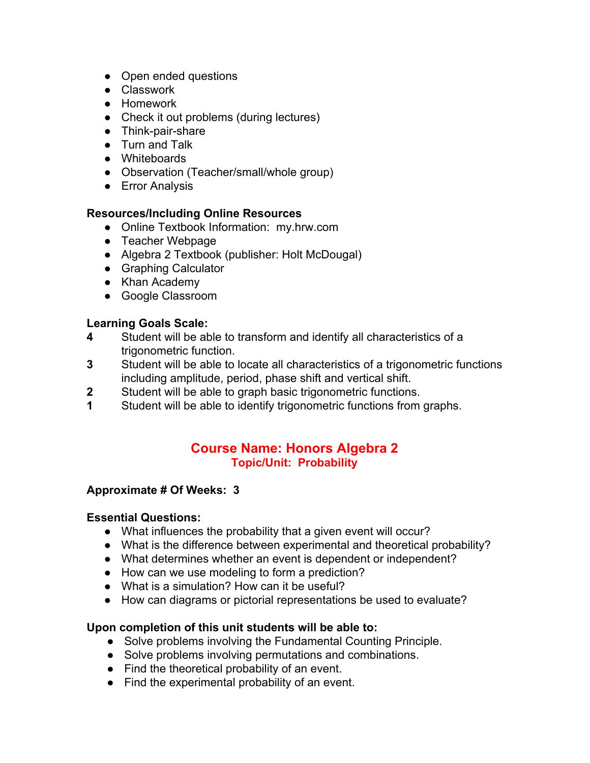- Open ended questions
- Classwork
- Homework
- Check it out problems (during lectures)
- Think-pair-share
- Turn and Talk
- Whiteboards
- Observation (Teacher/small/whole group)
- Error Analysis

**Resources/Including Online Resources**

- Online Textbook Information: my.hrw.com
- Teacher Webpage
- Algebra 2 Textbook (publisher: Holt McDougal)
- Graphing Calculator
- Khan Academy
- Google Classroom

**Learning Goals Scale:**

**4** Student will be able to transform and identify all characteristics of a trigonometric function.

**3** Student will be able to locate all characteristics of a trigonometric functions including amplitude, period, phase shift and vertical shift.

**2** Student will be able to graph basic trigonometric functions.

**1** Student will be able to identify trigonometric functions from graphs.

## Course Name: Honors Algebra 2

### Topic/Unit: Probability

**Approximate # Of Weeks: 3**

**Essential Questions:**

- What influences the probability that a given event will occur?
- What is the difference between experimental and theoretical probability?
- What determines whether an event is dependent or independent?
- How can we use modeling to form a prediction?
- What is a simulation? How can it be useful?
- How can diagrams or pictorial representations be used to evaluate?

**Upon completion of this unit students will be able to:**

- Solve problems involving the Fundamental Counting Principle.
- Solve problems involving permutations and combinations.
- Find the theoretical probability of an event.
- Find the experimental probability of an event.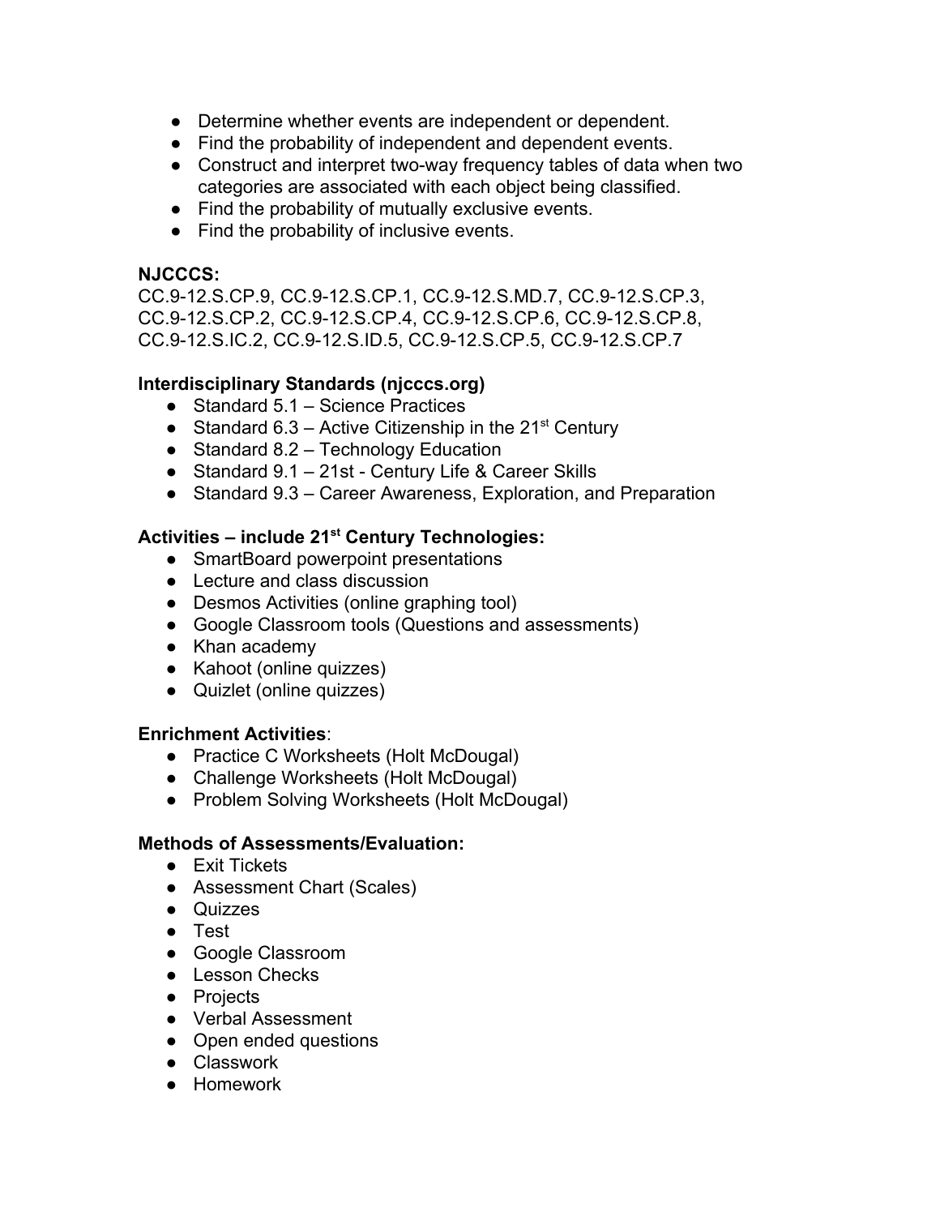- Determine whether events are independent or dependent.
- Find the probability of independent and dependent events.
- Construct and interpret two-way frequency tables of data when two categories are associated with each object being classified.
- Find the probability of mutually exclusive events.
- Find the probability of inclusive events.

**NJCCCS:**
CC.9-12.S.CP.9, CC.9-12.S.CP.1, CC.9-12.S.MD.7, CC.9-12.S.CP.3, CC.9-12.S.CP.2, CC.9-12.S.CP.4, CC.9-12.S.CP.6, CC.9-12.S.CP.8, CC.9-12.S.IC.2, CC.9-12.S.ID.5, CC.9-12.S.CP.5, CC.9-12.S.CP.7

**Interdisciplinary Standards (njcccs.org)**

- Standard 5.1 – Science Practices
- Standard 6.3 – Active Citizenship in the 21st Century
- Standard 8.2 – Technology Education
- Standard 9.1 – 21st - Century Life & Career Skills
- Standard 9.3 – Career Awareness, Exploration, and Preparation

**Activities – include 21st Century Technologies:**

- SmartBoard powerpoint presentations
- Lecture and class discussion
- Desmos Activities (online graphing tool)
- Google Classroom tools (Questions and assessments)
- Khan academy
- Kahoot (online quizzes)
- Quizlet (online quizzes)

**Enrichment Activities**:

- Practice C Worksheets (Holt McDougal)
- Challenge Worksheets (Holt McDougal)
- Problem Solving Worksheets (Holt McDougal)

**Methods of Assessments/Evaluation:**

- Exit Tickets
- Assessment Chart (Scales)
- Quizzes
- Test
- Google Classroom
- Lesson Checks
- Projects
- Verbal Assessment
- Open ended questions
- Classwork
- Homework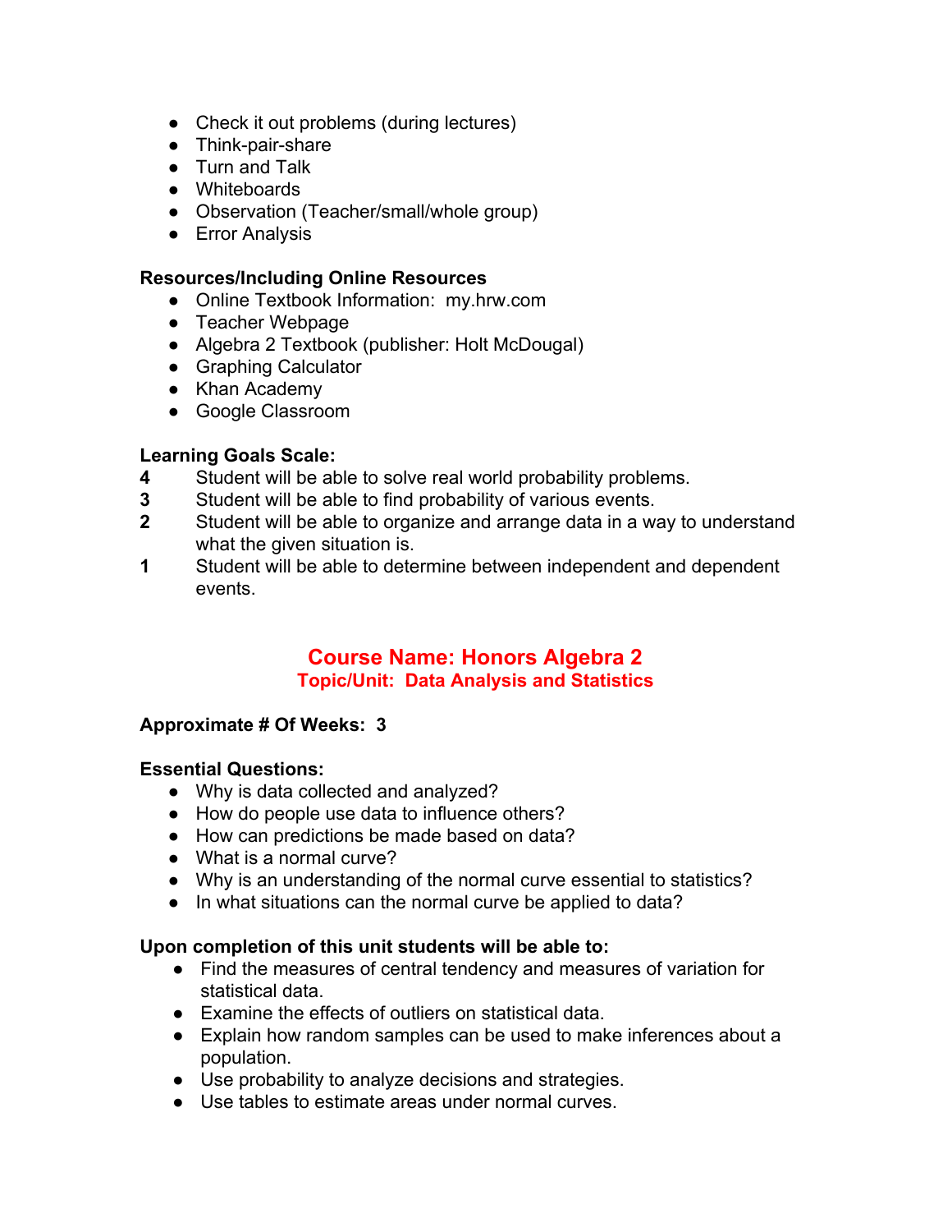- Check it out problems (during lectures)
- Think-pair-share
- Turn and Talk
- Whiteboards
- Observation (Teacher/small/whole group)
- Error Analysis

**Resources/Including Online Resources**

- Online Textbook Information: my.hrw.com
- Teacher Webpage
- Algebra 2 Textbook (publisher: Holt McDougal)
- Graphing Calculator
- Khan Academy
- Google Classroom

**Learning Goals Scale:**

**4** Student will be able to solve real world probability problems.
**3** Student will be able to find probability of various events.
**2** Student will be able to organize and arrange data in a way to understand what the given situation is.
**1** Student will be able to determine between independent and dependent events.

## Course Name: Honors Algebra 2

### Topic/Unit: Data Analysis and Statistics

**Approximate # Of Weeks: 3**

**Essential Questions:**

- Why is data collected and analyzed?
- How do people use data to influence others?
- How can predictions be made based on data?
- What is a normal curve?
- Why is an understanding of the normal curve essential to statistics?
- In what situations can the normal curve be applied to data?

**Upon completion of this unit students will be able to:**

- Find the measures of central tendency and measures of variation for statistical data.
- Examine the effects of outliers on statistical data.
- Explain how random samples can be used to make inferences about a population.
- Use probability to analyze decisions and strategies.
- Use tables to estimate areas under normal curves.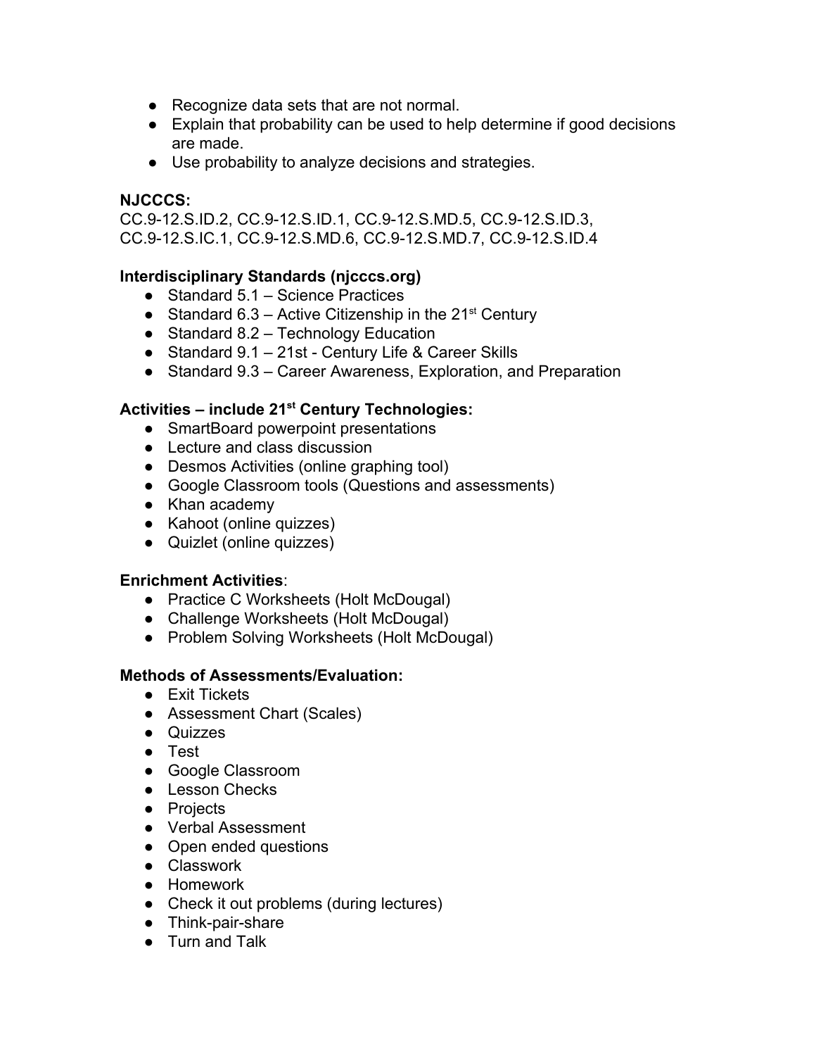- Recognize data sets that are not normal.
- Explain that probability can be used to help determine if good decisions are made.
- Use probability to analyze decisions and strategies.

**NJCCCS:**

CC.9-12.S.ID.2, CC.9-12.S.ID.1, CC.9-12.S.MD.5, CC.9-12.S.ID.3, CC.9-12.S.IC.1, CC.9-12.S.MD.6, CC.9-12.S.MD.7, CC.9-12.S.ID.4

**Interdisciplinary Standards (njcccs.org)**

- Standard 5.1 – Science Practices
- Standard 6.3 – Active Citizenship in the 21st Century
- Standard 8.2 – Technology Education
- Standard 9.1 – 21st - Century Life & Career Skills
- Standard 9.3 – Career Awareness, Exploration, and Preparation

**Activities – include 21st Century Technologies:**

- SmartBoard powerpoint presentations
- Lecture and class discussion
- Desmos Activities (online graphing tool)
- Google Classroom tools (Questions and assessments)
- Khan academy
- Kahoot (online quizzes)
- Quizlet (online quizzes)

**Enrichment Activities**:

- Practice C Worksheets (Holt McDougal)
- Challenge Worksheets (Holt McDougal)
- Problem Solving Worksheets (Holt McDougal)

**Methods of Assessments/Evaluation:**

- Exit Tickets
- Assessment Chart (Scales)
- Quizzes
- Test
- Google Classroom
- Lesson Checks
- Projects
- Verbal Assessment
- Open ended questions
- Classwork
- Homework
- Check it out problems (during lectures)
- Think-pair-share
- Turn and Talk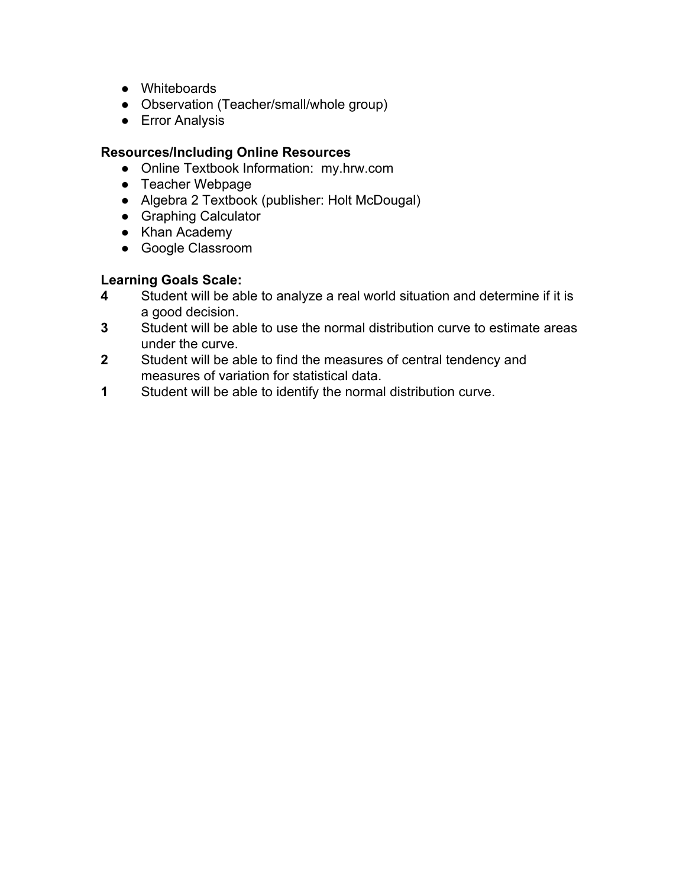- Whiteboards
- Observation (Teacher/small/whole group)
- Error Analysis

**Resources/Including Online Resources**

- Online Textbook Information: my.hrw.com
- Teacher Webpage
- Algebra 2 Textbook (publisher: Holt McDougal)
- Graphing Calculator
- Khan Academy
- Google Classroom

**Learning Goals Scale:**

**4** Student will be able to analyze a real world situation and determine if it is a good decision.

**3** Student will be able to use the normal distribution curve to estimate areas under the curve.

**2** Student will be able to find the measures of central tendency and measures of variation for statistical data.

**1** Student will be able to identify the normal distribution curve.